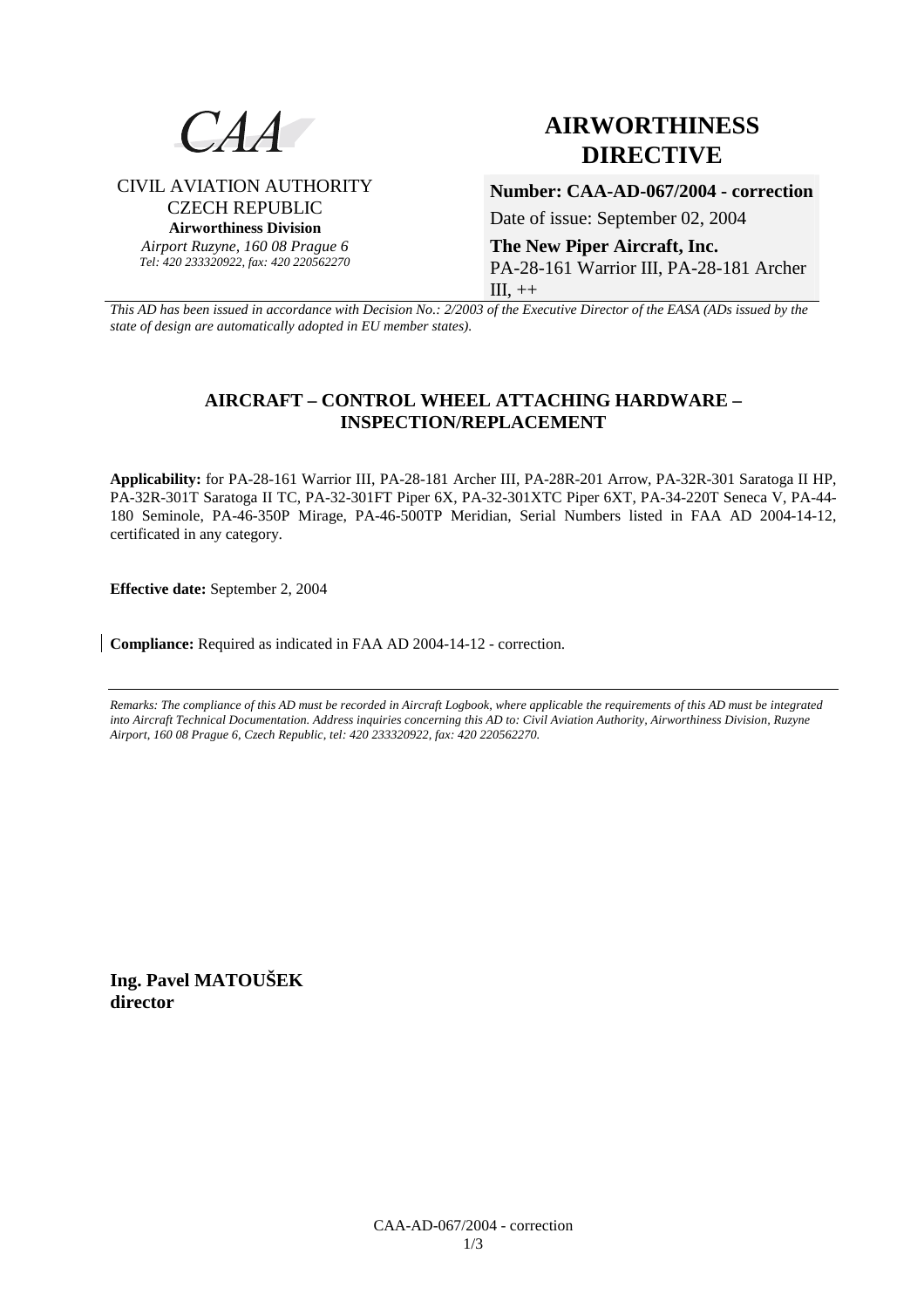CAA

CIVIL AVIATION AUTHORITY
CZECH REPUBLIC
**Airworthiness Division**
*Airport Ruzyne, 160 08 Prague 6*
*Tel: 420 233320922, fax: 420 220562270*

# AIRWORTHINESS DIRECTIVE

**Number: CAA-AD-067/2004 - correction**

Date of issue: September 02, 2004

**The New Piper Aircraft, Inc.**
PA-28-161 Warrior III, PA-28-181 Archer III, ++

*This AD has been issued in accordance with Decision No.: 2/2003 of the Executive Director of the EASA (ADs issued by the state of design are automatically adopted in EU member states).*

## AIRCRAFT – CONTROL WHEEL ATTACHING HARDWARE – INSPECTION/REPLACEMENT

**Applicability:** for PA-28-161 Warrior III, PA-28-181 Archer III, PA-28R-201 Arrow, PA-32R-301 Saratoga II HP, PA-32R-301T Saratoga II TC, PA-32-301FT Piper 6X, PA-32-301XTC Piper 6XT, PA-34-220T Seneca V, PA-44-180 Seminole, PA-46-350P Mirage, PA-46-500TP Meridian, Serial Numbers listed in FAA AD 2004-14-12, certificated in any category.

**Effective date:** September 2, 2004

**Compliance:** Required as indicated in FAA AD 2004-14-12 - correction.

*Remarks: The compliance of this AD must be recorded in Aircraft Logbook, where applicable the requirements of this AD must be integrated into Aircraft Technical Documentation. Address inquiries concerning this AD to: Civil Aviation Authority, Airworthiness Division, Ruzyne Airport, 160 08 Prague 6, Czech Republic, tel: 420 233320922, fax: 420 220562270.*

**Ing. Pavel MATOUŠEK**
**director**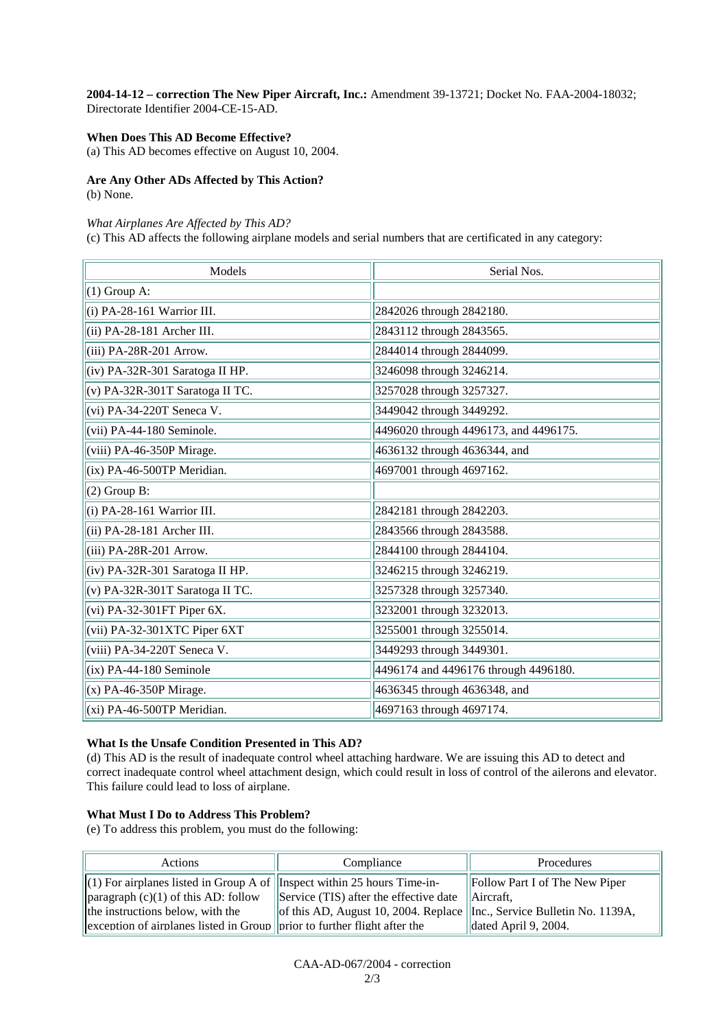**2004-14-12 – correction The New Piper Aircraft, Inc.:** Amendment 39-13721; Docket No. FAA-2004-18032; Directorate Identifier 2004-CE-15-AD.

**When Does This AD Become Effective?**
(a) This AD becomes effective on August 10, 2004.

**Are Any Other ADs Affected by This Action?**
(b) None.

*What Airplanes Are Affected by This AD?*
(c) This AD affects the following airplane models and serial numbers that are certificated in any category:

| Models | Serial Nos. |
|---|---|
| (1) Group A: | |
| (i) PA-28-161 Warrior III. | 2842026 through 2842180. |
| (ii) PA-28-181 Archer III. | 2843112 through 2843565. |
| (iii) PA-28R-201 Arrow. | 2844014 through 2844099. |
| (iv) PA-32R-301 Saratoga II HP. | 3246098 through 3246214. |
| (v) PA-32R-301T Saratoga II TC. | 3257028 through 3257327. |
| (vi) PA-34-220T Seneca V. | 3449042 through 3449292. |
| (vii) PA-44-180 Seminole. | 4496020 through 4496173, and 4496175. |
| (viii) PA-46-350P Mirage. | 4636132 through 4636344, and |
| (ix) PA-46-500TP Meridian. | 4697001 through 4697162. |
| (2) Group B: | |
| (i) PA-28-161 Warrior III. | 2842181 through 2842203. |
| (ii) PA-28-181 Archer III. | 2843566 through 2843588. |
| (iii) PA-28R-201 Arrow. | 2844100 through 2844104. |
| (iv) PA-32R-301 Saratoga II HP. | 3246215 through 3246219. |
| (v) PA-32R-301T Saratoga II TC. | 3257328 through 3257340. |
| (vi) PA-32-301FT Piper 6X. | 3232001 through 3232013. |
| (vii) PA-32-301XTC Piper 6XT | 3255001 through 3255014. |
| (viii) PA-34-220T Seneca V. | 3449293 through 3449301. |
| (ix) PA-44-180 Seminole | 4496174 and 4496176 through 4496180. |
| (x) PA-46-350P Mirage. | 4636345 through 4636348, and |
| (xi) PA-46-500TP Meridian. | 4697163 through 4697174. |

**What Is the Unsafe Condition Presented in This AD?**
(d) This AD is the result of inadequate control wheel attaching hardware. We are issuing this AD to detect and correct inadequate control wheel attachment design, which could result in loss of control of the ailerons and elevator. This failure could lead to loss of airplane.

**What Must I Do to Address This Problem?**
(e) To address this problem, you must do the following:

| Actions | Compliance | Procedures |
|---|---|---|
| (1) For airplanes listed in Group A of paragraph (c)(1) of this AD: follow the instructions below, with the exception of airplanes listed in Group | Inspect within 25 hours Time-in-Service (TIS) after the effective date of this AD, August 10, 2004. Replace prior to further flight after the | Follow Part I of The New Piper Aircraft, Inc., Service Bulletin No. 1139A, dated April 9, 2004. |

CAA-AD-067/2004 - correction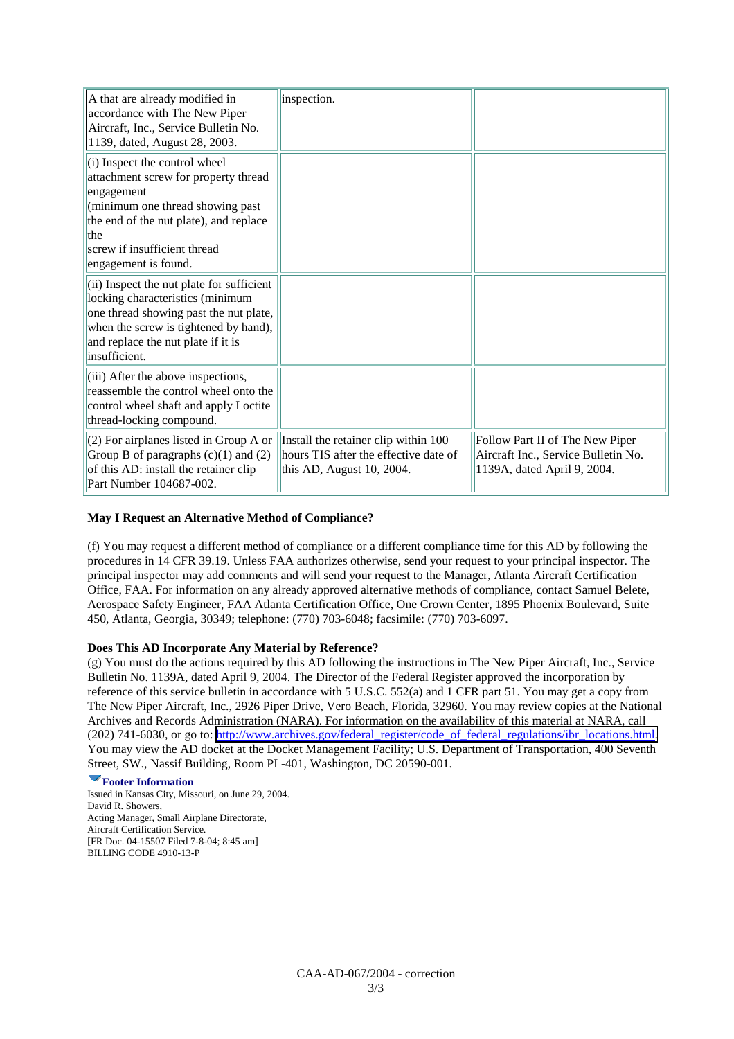| | | |
|---|---|---|
| A that are already modified in accordance with The New Piper Aircraft, Inc., Service Bulletin No. 1139, dated, August 28, 2003. | inspection. | |
| (i) Inspect the control wheel attachment screw for property thread engagement (minimum one thread showing past the end of the nut plate), and replace the screw if insufficient thread engagement is found. | | |
| (ii) Inspect the nut plate for sufficient locking characteristics (minimum one thread showing past the nut plate, when the screw is tightened by hand), and replace the nut plate if it is insufficient. | | |
| (iii) After the above inspections, reassemble the control wheel onto the control wheel shaft and apply Loctite thread-locking compound. | | |
| (2) For airplanes listed in Group A or Group B of paragraphs (c)(1) and (2) of this AD: install the retainer clip Part Number 104687-002. | Install the retainer clip within 100 hours TIS after the effective date of this AD, August 10, 2004. | Follow Part II of The New Piper Aircraft Inc., Service Bulletin No. 1139A, dated April 9, 2004. |

**May I Request an Alternative Method of Compliance?**

(f) You may request a different method of compliance or a different compliance time for this AD by following the procedures in 14 CFR 39.19. Unless FAA authorizes otherwise, send your request to your principal inspector. The principal inspector may add comments and will send your request to the Manager, Atlanta Aircraft Certification Office, FAA. For information on any already approved alternative methods of compliance, contact Samuel Belete, Aerospace Safety Engineer, FAA Atlanta Certification Office, One Crown Center, 1895 Phoenix Boulevard, Suite 450, Atlanta, Georgia, 30349; telephone: (770) 703-6048; facsimile: (770) 703-6097.

**Does This AD Incorporate Any Material by Reference?**

(g) You must do the actions required by this AD following the instructions in The New Piper Aircraft, Inc., Service Bulletin No. 1139A, dated April 9, 2004. The Director of the Federal Register approved the incorporation by reference of this service bulletin in accordance with 5 U.S.C. 552(a) and 1 CFR part 51. You may get a copy from The New Piper Aircraft, Inc., 2926 Piper Drive, Vero Beach, Florida, 32960. You may review copies at the National Archives and Records Administration (NARA). For information on the availability of this material at NARA, call (202) 741-6030, or go to: http://www.archives.gov/federal_register/code_of_federal_regulations/ibr_locations.html. You may view the AD docket at the Docket Management Facility; U.S. Department of Transportation, 400 Seventh Street, SW., Nassif Building, Room PL-401, Washington, DC 20590-001.

**Footer Information**

Issued in Kansas City, Missouri, on June 29, 2004.
David R. Showers,
Acting Manager, Small Airplane Directorate,
Aircraft Certification Service.
[FR Doc. 04-15507 Filed 7-8-04; 8:45 am]
BILLING CODE 4910-13-P

CAA-AD-067/2004 - correction